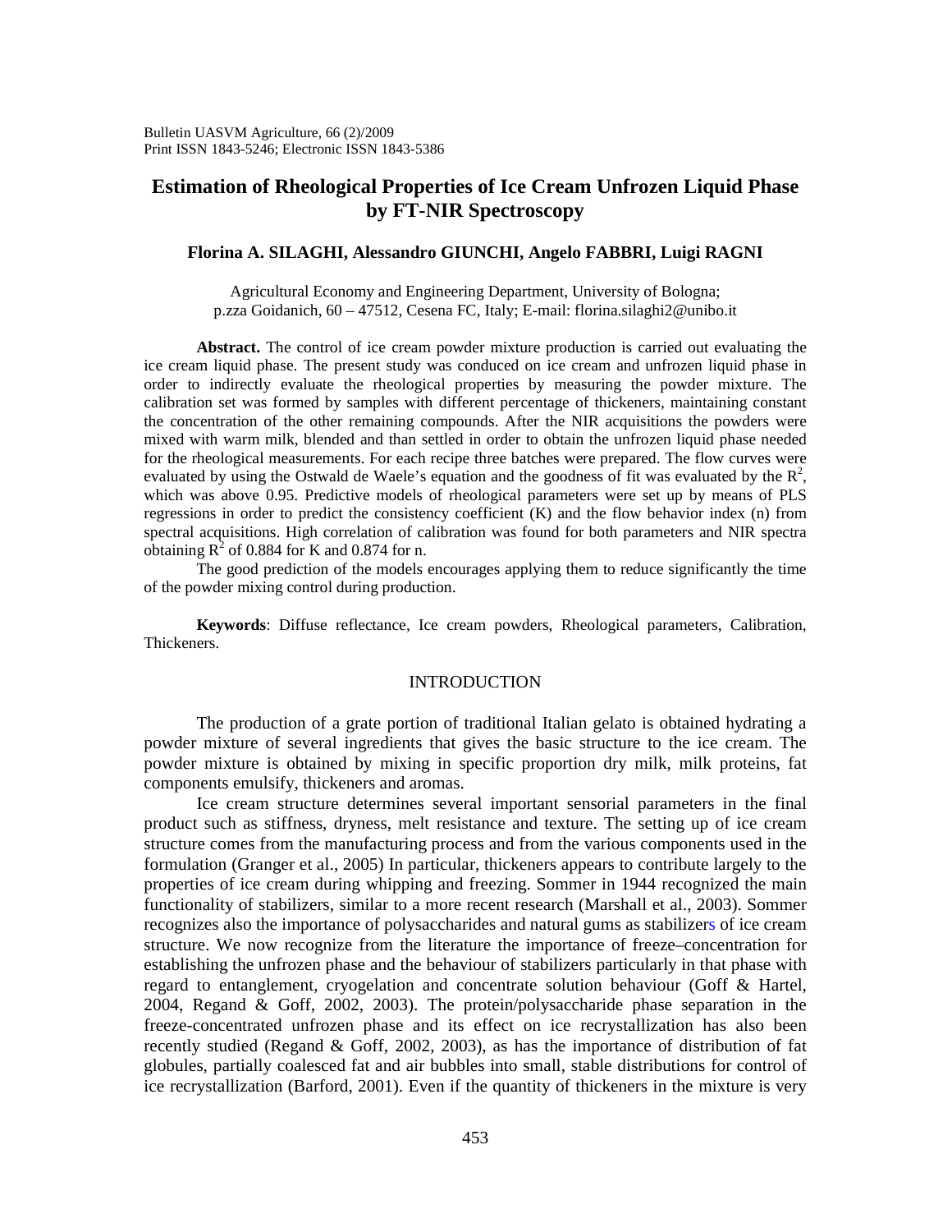# Estimation of Rheological Properties of Ice Cream Unfrozen Liquid Phase by FT-NIR Spectroscopy

**Florina A. SILAGHI, Alessandro GIUNCHI, Angelo FABBRI, Luigi RAGNI**

Agricultural Economy and Engineering Department, University of Bologna; p.zza Goidanich, 60 – 47512, Cesena FC, Italy; E-mail: florina.silaghi2@unibo.it

**Abstract.** The control of ice cream powder mixture production is carried out evaluating the ice cream liquid phase. The present study was conduced on ice cream and unfrozen liquid phase in order to indirectly evaluate the rheological properties by measuring the powder mixture. The calibration set was formed by samples with different percentage of thickeners, maintaining constant the concentration of the other remaining compounds. After the NIR acquisitions the powders were mixed with warm milk, blended and than settled in order to obtain the unfrozen liquid phase needed for the rheological measurements. For each recipe three batches were prepared. The flow curves were evaluated by using the Ostwald de Waele's equation and the goodness of fit was evaluated by the $R^2$, which was above 0.95. Predictive models of rheological parameters were set up by means of PLS regressions in order to predict the consistency coefficient (K) and the flow behavior index (n) from spectral acquisitions. High correlation of calibration was found for both parameters and NIR spectra obtaining $R^2$ of 0.884 for K and 0.874 for n.

The good prediction of the models encourages applying them to reduce significantly the time of the powder mixing control during production.

**Keywords**: Diffuse reflectance, Ice cream powders, Rheological parameters, Calibration, Thickeners.

## INTRODUCTION

The production of a grate portion of traditional Italian gelato is obtained hydrating a powder mixture of several ingredients that gives the basic structure to the ice cream. The powder mixture is obtained by mixing in specific proportion dry milk, milk proteins, fat components emulsify, thickeners and aromas.

Ice cream structure determines several important sensorial parameters in the final product such as stiffness, dryness, melt resistance and texture. The setting up of ice cream structure comes from the manufacturing process and from the various components used in the formulation (Granger et al., 2005) In particular, thickeners appears to contribute largely to the properties of ice cream during whipping and freezing. Sommer in 1944 recognized the main functionality of stabilizers, similar to a more recent research (Marshall et al., 2003). Sommer recognizes also the importance of polysaccharides and natural gums as stabilizers of ice cream structure. We now recognize from the literature the importance of freeze–concentration for establishing the unfrozen phase and the behaviour of stabilizers particularly in that phase with regard to entanglement, cryogelation and concentrate solution behaviour (Goff & Hartel, 2004, Regand & Goff, 2002, 2003). The protein/polysaccharide phase separation in the freeze-concentrated unfrozen phase and its effect on ice recrystallization has also been recently studied (Regand & Goff, 2002, 2003), as has the importance of distribution of fat globules, partially coalesced fat and air bubbles into small, stable distributions for control of ice recrystallization (Barford, 2001). Even if the quantity of thickeners in the mixture is very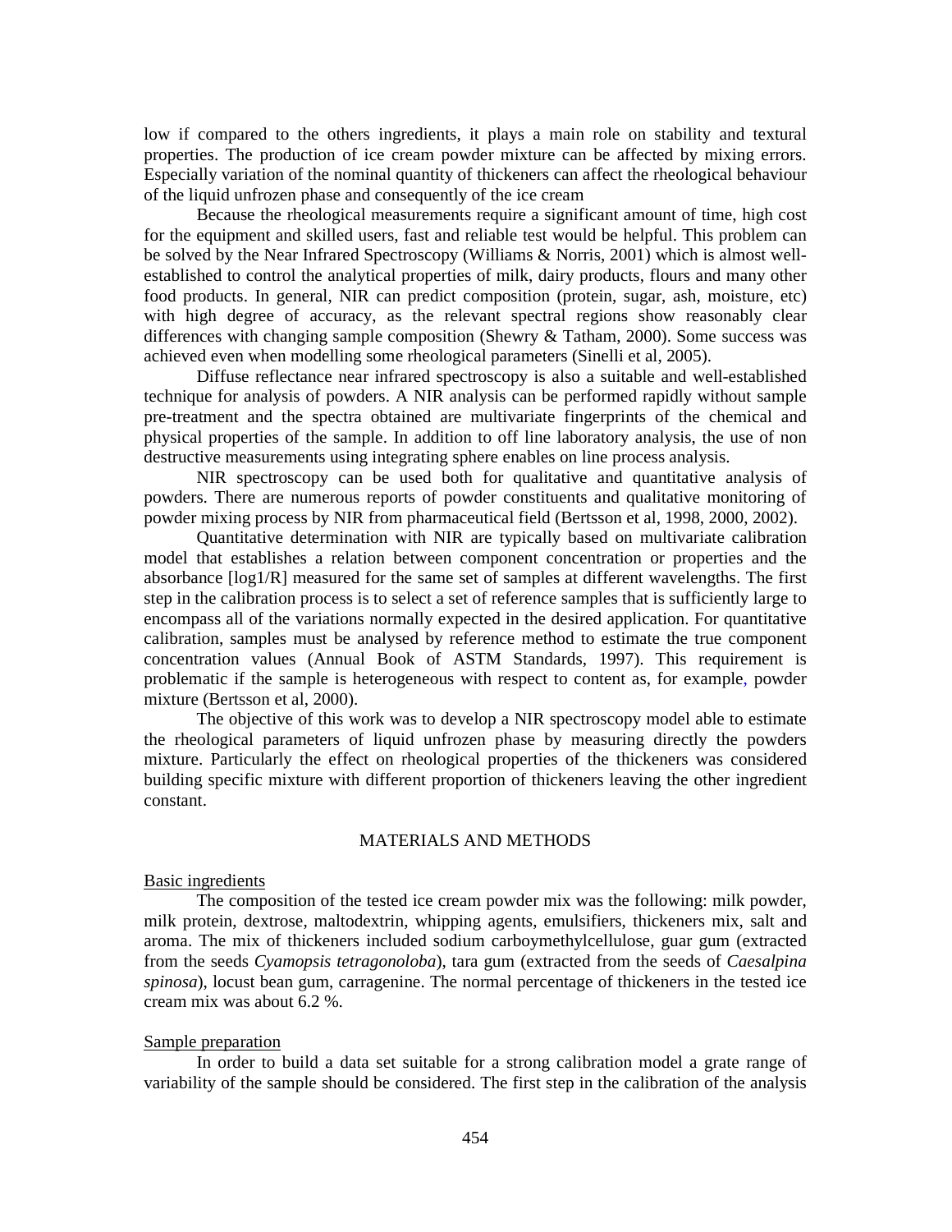low if compared to the others ingredients, it plays a main role on stability and textural properties. The production of ice cream powder mixture can be affected by mixing errors. Especially variation of the nominal quantity of thickeners can affect the rheological behaviour of the liquid unfrozen phase and consequently of the ice cream

Because the rheological measurements require a significant amount of time, high cost for the equipment and skilled users, fast and reliable test would be helpful. This problem can be solved by the Near Infrared Spectroscopy (Williams & Norris, 2001) which is almost well-established to control the analytical properties of milk, dairy products, flours and many other food products. In general, NIR can predict composition (protein, sugar, ash, moisture, etc) with high degree of accuracy, as the relevant spectral regions show reasonably clear differences with changing sample composition (Shewry & Tatham, 2000). Some success was achieved even when modelling some rheological parameters (Sinelli et al, 2005).

Diffuse reflectance near infrared spectroscopy is also a suitable and well-established technique for analysis of powders. A NIR analysis can be performed rapidly without sample pre-treatment and the spectra obtained are multivariate fingerprints of the chemical and physical properties of the sample. In addition to off line laboratory analysis, the use of non destructive measurements using integrating sphere enables on line process analysis.

NIR spectroscopy can be used both for qualitative and quantitative analysis of powders. There are numerous reports of powder constituents and qualitative monitoring of powder mixing process by NIR from pharmaceutical field (Bertsson et al, 1998, 2000, 2002).

Quantitative determination with NIR are typically based on multivariate calibration model that establishes a relation between component concentration or properties and the absorbance [log1/R] measured for the same set of samples at different wavelengths. The first step in the calibration process is to select a set of reference samples that is sufficiently large to encompass all of the variations normally expected in the desired application. For quantitative calibration, samples must be analysed by reference method to estimate the true component concentration values (Annual Book of ASTM Standards, 1997). This requirement is problematic if the sample is heterogeneous with respect to content as, for example, powder mixture (Bertsson et al, 2000).

The objective of this work was to develop a NIR spectroscopy model able to estimate the rheological parameters of liquid unfrozen phase by measuring directly the powders mixture. Particularly the effect on rheological properties of the thickeners was considered building specific mixture with different proportion of thickeners leaving the other ingredient constant.

## MATERIALS AND METHODS

### Basic ingredients

The composition of the tested ice cream powder mix was the following: milk powder, milk protein, dextrose, maltodextrin, whipping agents, emulsifiers, thickeners mix, salt and aroma. The mix of thickeners included sodium carboymethylcellulose, guar gum (extracted from the seeds *Cyamopsis tetragonoloba*), tara gum (extracted from the seeds of *Caesalpina spinosa*), locust bean gum, carragenine. The normal percentage of thickeners in the tested ice cream mix was about 6.2 %.

### Sample preparation

In order to build a data set suitable for a strong calibration model a grate range of variability of the sample should be considered. The first step in the calibration of the analysis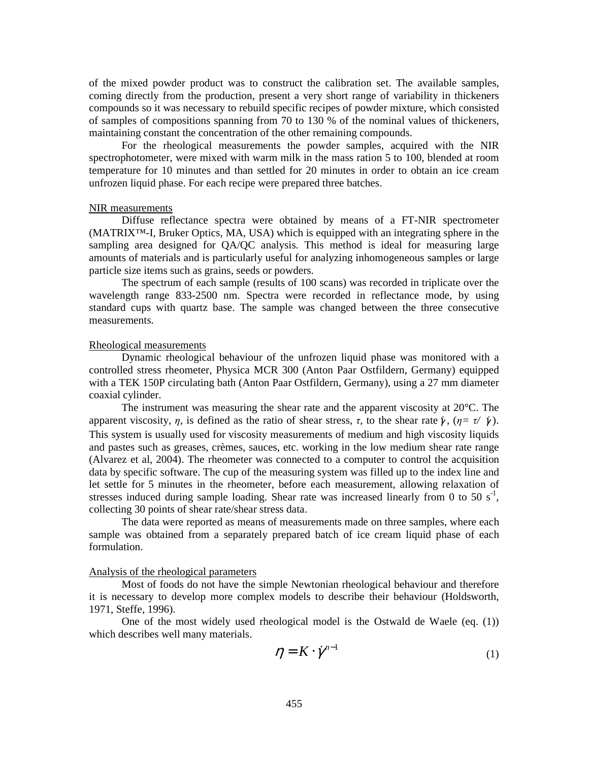of the mixed powder product was to construct the calibration set. The available samples, coming directly from the production, present a very short range of variability in thickeners compounds so it was necessary to rebuild specific recipes of powder mixture, which consisted of samples of compositions spanning from 70 to 130 % of the nominal values of thickeners, maintaining constant the concentration of the other remaining compounds.

For the rheological measurements the powder samples, acquired with the NIR spectrophotometer, were mixed with warm milk in the mass ration 5 to 100, blended at room temperature for 10 minutes and than settled for 20 minutes in order to obtain an ice cream unfrozen liquid phase. For each recipe were prepared three batches.

<u>NIR measurements</u>

Diffuse reflectance spectra were obtained by means of a FT-NIR spectrometer (MATRIX™-I, Bruker Optics, MA, USA) which is equipped with an integrating sphere in the sampling area designed for QA/QC analysis. This method is ideal for measuring large amounts of materials and is particularly useful for analyzing inhomogeneous samples or large particle size items such as grains, seeds or powders.

The spectrum of each sample (results of 100 scans) was recorded in triplicate over the wavelength range 833-2500 nm. Spectra were recorded in reflectance mode, by using standard cups with quartz base. The sample was changed between the three consecutive measurements.

<u>Rheological measurements</u>

Dynamic rheological behaviour of the unfrozen liquid phase was monitored with a controlled stress rheometer, Physica MCR 300 (Anton Paar Ostfildern, Germany) equipped with a TEK 150P circulating bath (Anton Paar Ostfildern, Germany), using a 27 mm diameter coaxial cylinder.

The instrument was measuring the shear rate and the apparent viscosity at 20°C. The apparent viscosity, $\eta$, is defined as the ratio of shear stress, $\tau$, to the shear rate $\dot{\gamma}$, ($\eta = \tau / \dot{\gamma}$). This system is usually used for viscosity measurements of medium and high viscosity liquids and pastes such as greases, crèmes, sauces, etc. working in the low medium shear rate range (Alvarez et al, 2004). The rheometer was connected to a computer to control the acquisition data by specific software. The cup of the measuring system was filled up to the index line and let settle for 5 minutes in the rheometer, before each measurement, allowing relaxation of stresses induced during sample loading. Shear rate was increased linearly from 0 to 50 $s^{-1}$, collecting 30 points of shear rate/shear stress data.

The data were reported as means of measurements made on three samples, where each sample was obtained from a separately prepared batch of ice cream liquid phase of each formulation.

<u>Analysis of the rheological parameters</u>

Most of foods do not have the simple Newtonian rheological behaviour and therefore it is necessary to develop more complex models to describe their behaviour (Holdsworth, 1971, Steffe, 1996).

One of the most widely used rheological model is the Ostwald de Waele (eq. (1)) which describes well many materials.

$$\eta = K \cdot \dot{\gamma}^{n-1} \tag{1}$$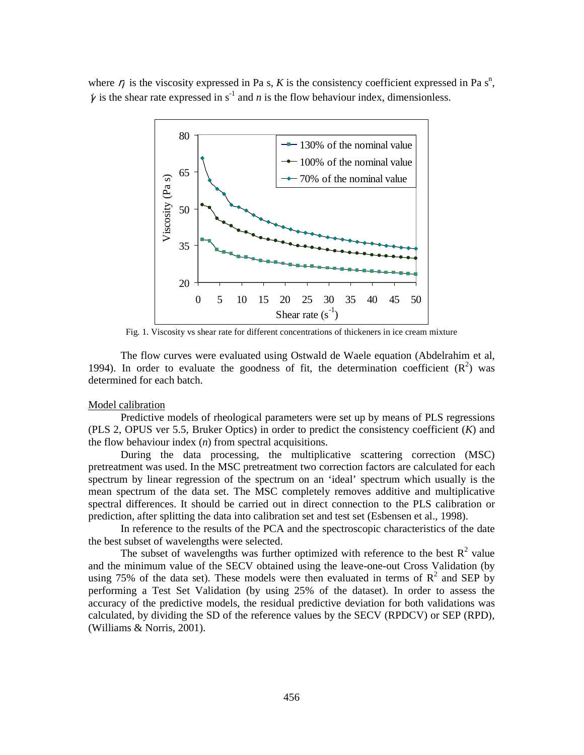where $\eta$ is the viscosity expressed in Pa s, $K$ is the consistency coefficient expressed in Pa $s^n$, $\dot{\gamma}$ is the shear rate expressed in $s^{-1}$ and $n$ is the flow behaviour index, dimensionless.

Fig. 1. Viscosity vs shear rate for different concentrations of thickeners in ice cream mixture

The flow curves were evaluated using Ostwald de Waele equation (Abdelrahim et al, 1994). In order to evaluate the goodness of fit, the determination coefficient ($R^2$) was determined for each batch.

Model calibration

Predictive models of rheological parameters were set up by means of PLS regressions (PLS 2, OPUS ver 5.5, Bruker Optics) in order to predict the consistency coefficient ($K$) and the flow behaviour index ($n$) from spectral acquisitions.

During the data processing, the multiplicative scattering correction (MSC) pretreatment was used. In the MSC pretreatment two correction factors are calculated for each spectrum by linear regression of the spectrum on an 'ideal' spectrum which usually is the mean spectrum of the data set. The MSC completely removes additive and multiplicative spectral differences. It should be carried out in direct connection to the PLS calibration or prediction, after splitting the data into calibration set and test set (Esbensen et al., 1998).

In reference to the results of the PCA and the spectroscopic characteristics of the date the best subset of wavelengths were selected.

The subset of wavelengths was further optimized with reference to the best $R^2$ value and the minimum value of the SECV obtained using the leave-one-out Cross Validation (by using 75% of the data set). These models were then evaluated in terms of $R^2$ and SEP by performing a Test Set Validation (by using 25% of the dataset). In order to assess the accuracy of the predictive models, the residual predictive deviation for both validations was calculated, by dividing the SD of the reference values by the SECV (RPDCV) or SEP (RPD), (Williams & Norris, 2001).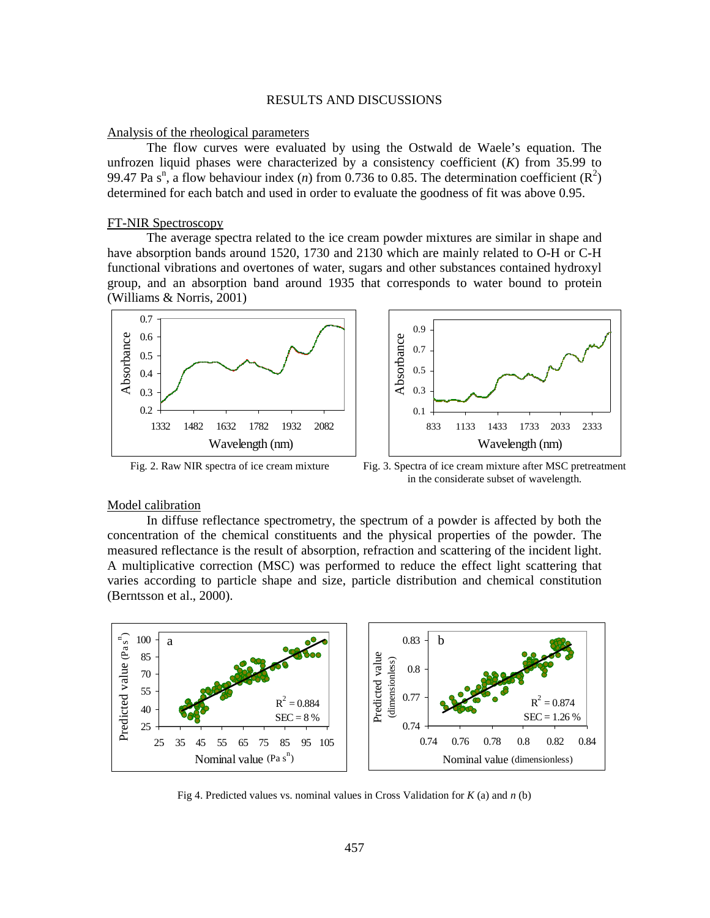## RESULTS AND DISCUSSIONS

### Analysis of the rheological parameters

The flow curves were evaluated by using the Ostwald de Waele's equation. The unfrozen liquid phases were characterized by a consistency coefficient ($K$) from 35.99 to 99.47 Pa $s^n$, a flow behaviour index ($n$) from 0.736 to 0.85. The determination coefficient ($R^2$) determined for each batch and used in order to evaluate the goodness of fit was above 0.95.

### FT-NIR Spectroscopy

The average spectra related to the ice cream powder mixtures are similar in shape and have absorption bands around 1520, 1730 and 2130 which are mainly related to O-H or C-H functional vibrations and overtones of water, sugars and other substances contained hydroxyl group, and an absorption band around 1935 that corresponds to water bound to protein (Williams & Norris, 2001)

Fig. 2. Raw NIR spectra of ice cream mixture

Fig. 3. Spectra of ice cream mixture after MSC pretreatment in the considerate subset of wavelength.

### Model calibration

In diffuse reflectance spectrometry, the spectrum of a powder is affected by both the concentration of the chemical constituents and the physical properties of the powder. The measured reflectance is the result of absorption, refraction and scattering of the incident light. A multiplicative correction (MSC) was performed to reduce the effect light scattering that varies according to particle shape and size, particle distribution and chemical constitution (Berntsson et al., 2000).

Fig 4. Predicted values vs. nominal values in Cross Validation for $K$ (a) and $n$ (b)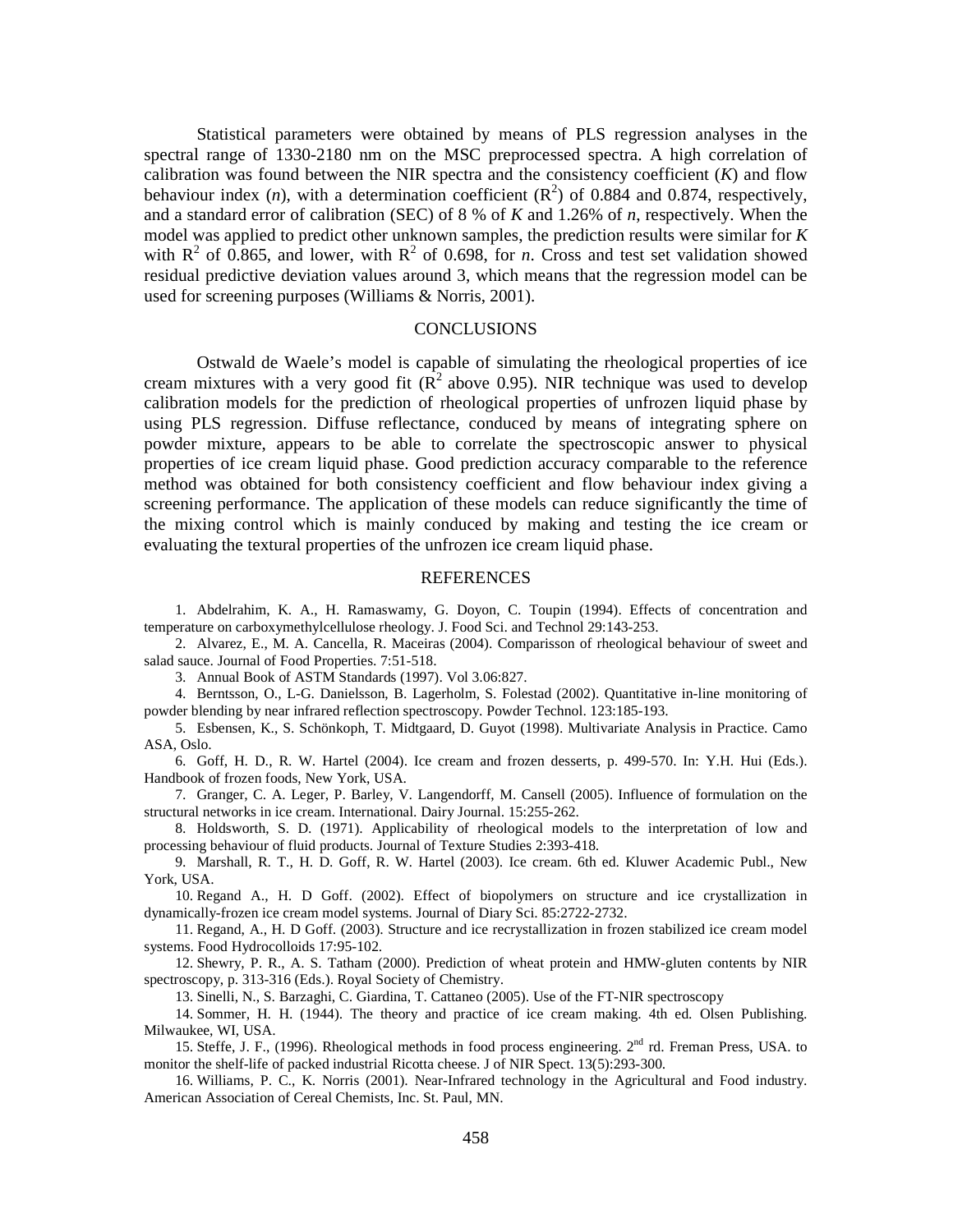Statistical parameters were obtained by means of PLS regression analyses in the spectral range of 1330-2180 nm on the MSC preprocessed spectra. A high correlation of calibration was found between the NIR spectra and the consistency coefficient (*K*) and flow behaviour index (*n*), with a determination coefficient ($R^2$) of 0.884 and 0.874, respectively, and a standard error of calibration (SEC) of 8 % of *K* and 1.26% of *n*, respectively. When the model was applied to predict other unknown samples, the prediction results were similar for *K* with $R^2$ of 0.865, and lower, with $R^2$ of 0.698, for *n*. Cross and test set validation showed residual predictive deviation values around 3, which means that the regression model can be used for screening purposes (Williams & Norris, 2001).

## CONCLUSIONS

Ostwald de Waele's model is capable of simulating the rheological properties of ice cream mixtures with a very good fit ($R^2$ above 0.95). NIR technique was used to develop calibration models for the prediction of rheological properties of unfrozen liquid phase by using PLS regression. Diffuse reflectance, conduced by means of integrating sphere on powder mixture, appears to be able to correlate the spectroscopic answer to physical properties of ice cream liquid phase. Good prediction accuracy comparable to the reference method was obtained for both consistency coefficient and flow behaviour index giving a screening performance. The application of these models can reduce significantly the time of the mixing control which is mainly conduced by making and testing the ice cream or evaluating the textural properties of the unfrozen ice cream liquid phase.

## REFERENCES

1. Abdelrahim, K. A., H. Ramaswamy, G. Doyon, C. Toupin (1994). Effects of concentration and temperature on carboxymethylcellulose rheology. J. Food Sci. and Technol 29:143-253.
2. Alvarez, E., M. A. Cancella, R. Maceiras (2004). Comparisson of rheological behaviour of sweet and salad sauce. Journal of Food Properties. 7:51-518.
3. Annual Book of ASTM Standards (1997). Vol 3.06:827.
4. Berntsson, O., L-G. Danielsson, B. Lagerholm, S. Folestad (2002). Quantitative in-line monitoring of powder blending by near infrared reflection spectroscopy. Powder Technol. 123:185-193.
5. Esbensen, K., S. Schönkoph, T. Midtgaard, D. Guyot (1998). Multivariate Analysis in Practice. Camo ASA, Oslo.
6. Goff, H. D., R. W. Hartel (2004). Ice cream and frozen desserts, p. 499-570. In: Y.H. Hui (Eds.). Handbook of frozen foods, New York, USA.
7. Granger, C. A. Leger, P. Barley, V. Langendorff, M. Cansell (2005). Influence of formulation on the structural networks in ice cream. International. Dairy Journal. 15:255-262.
8. Holdsworth, S. D. (1971). Applicability of rheological models to the interpretation of low and processing behaviour of fluid products. Journal of Texture Studies 2:393-418.
9. Marshall, R. T., H. D. Goff, R. W. Hartel (2003). Ice cream. 6th ed. Kluwer Academic Publ., New York, USA.
10. Regand A., H. D Goff. (2002). Effect of biopolymers on structure and ice crystallization in dynamically-frozen ice cream model systems. Journal of Diary Sci. 85:2722-2732.
11. Regand, A., H. D Goff. (2003). Structure and ice recrystallization in frozen stabilized ice cream model systems. Food Hydrocolloids 17:95-102.
12. Shewry, P. R., A. S. Tatham (2000). Prediction of wheat protein and HMW-gluten contents by NIR spectroscopy, p. 313-316 (Eds.). Royal Society of Chemistry.
13. Sinelli, N., S. Barzaghi, C. Giardina, T. Cattaneo (2005). Use of the FT-NIR spectroscopy
14. Sommer, H. H. (1944). The theory and practice of ice cream making. 4th ed. Olsen Publishing. Milwaukee, WI, USA.
15. Steffe, J. F., (1996). Rheological methods in food process engineering. 2nd rd. Freman Press, USA. to monitor the shelf-life of packed industrial Ricotta cheese. J of NIR Spect. 13(5):293-300.
16. Williams, P. C., K. Norris (2001). Near-Infrared technology in the Agricultural and Food industry. American Association of Cereal Chemists, Inc. St. Paul, MN.